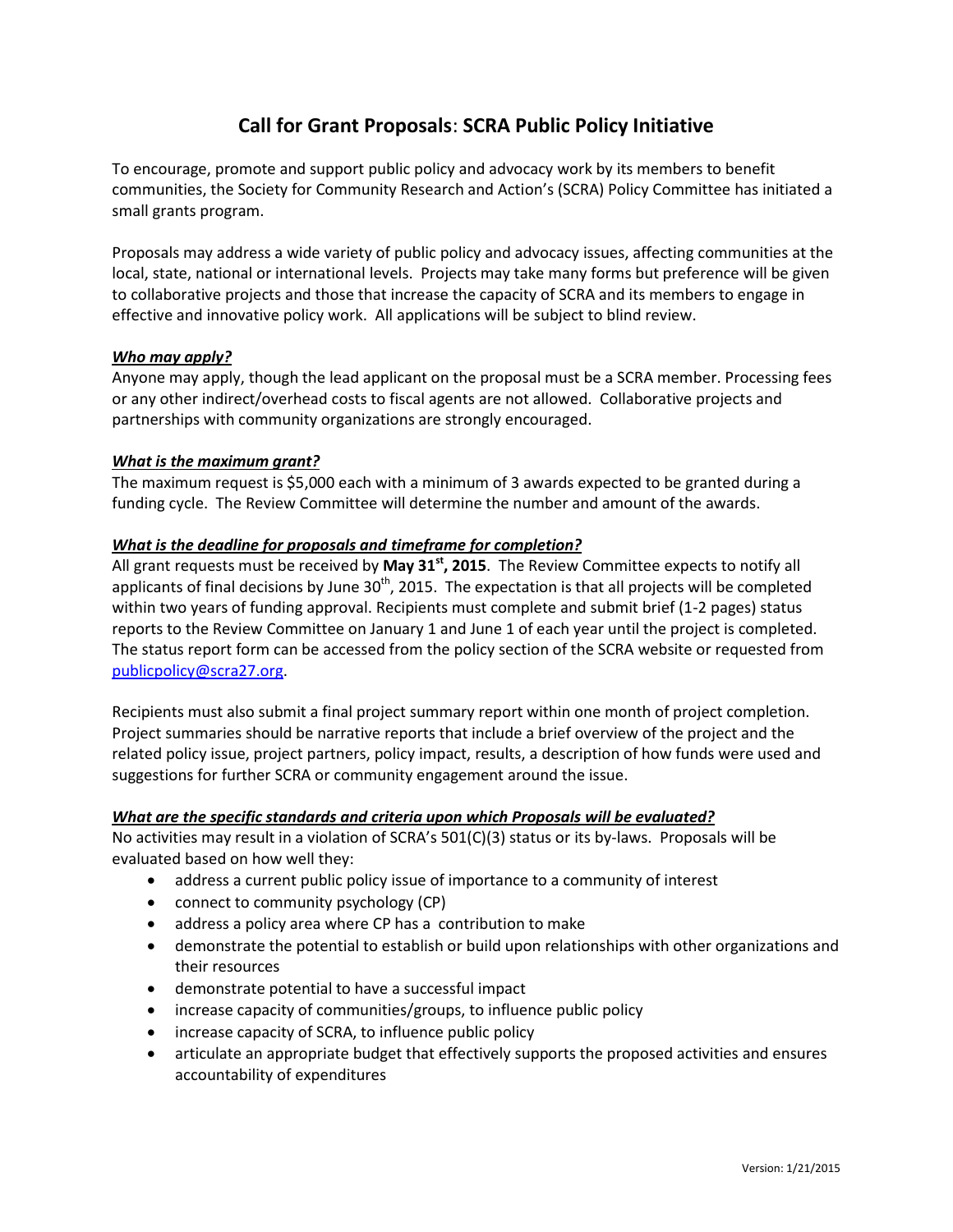# **Call for Grant Proposals**: **SCRA Public Policy Initiative**

To encourage, promote and support public policy and advocacy work by its members to benefit communities, the Society for Community Research and Action's (SCRA) Policy Committee has initiated a small grants program.

Proposals may address a wide variety of public policy and advocacy issues, affecting communities at the local, state, national or international levels. Projects may take many forms but preference will be given to collaborative projects and those that increase the capacity of SCRA and its members to engage in effective and innovative policy work. All applications will be subject to blind review.

***Who may apply?***

Anyone may apply, though the lead applicant on the proposal must be a SCRA member. Processing fees or any other indirect/overhead costs to fiscal agents are not allowed. Collaborative projects and partnerships with community organizations are strongly encouraged.

***What is the maximum grant?***

The maximum request is $5,000 each with a minimum of 3 awards expected to be granted during a funding cycle. The Review Committee will determine the number and amount of the awards.

***What is the deadline for proposals and timeframe for completion?***

All grant requests must be received by **May 31st, 2015**. The Review Committee expects to notify all applicants of final decisions by June 30th, 2015. The expectation is that all projects will be completed within two years of funding approval. Recipients must complete and submit brief (1-2 pages) status reports to the Review Committee on January 1 and June 1 of each year until the project is completed. The status report form can be accessed from the policy section of the SCRA website or requested from publicpolicy@scra27.org.

Recipients must also submit a final project summary report within one month of project completion. Project summaries should be narrative reports that include a brief overview of the project and the related policy issue, project partners, policy impact, results, a description of how funds were used and suggestions for further SCRA or community engagement around the issue.

***What are the specific standards and criteria upon which Proposals will be evaluated?***

No activities may result in a violation of SCRA's 501(C)(3) status or its by-laws. Proposals will be evaluated based on how well they:

- address a current public policy issue of importance to a community of interest
- connect to community psychology (CP)
- address a policy area where CP has a contribution to make
- demonstrate the potential to establish or build upon relationships with other organizations and their resources
- demonstrate potential to have a successful impact
- increase capacity of communities/groups, to influence public policy
- increase capacity of SCRA, to influence public policy
- articulate an appropriate budget that effectively supports the proposed activities and ensures accountability of expenditures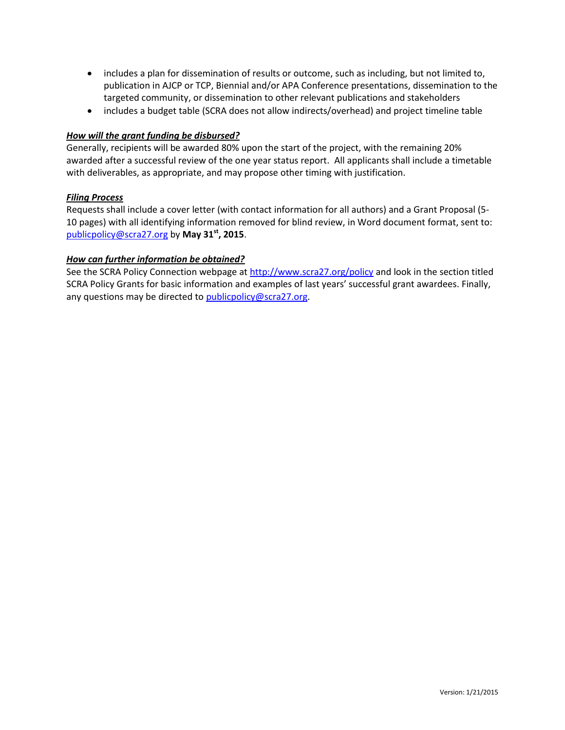- includes a plan for dissemination of results or outcome, such as including, but not limited to, publication in AJCP or TCP, Biennial and/or APA Conference presentations, dissemination to the targeted community, or dissemination to other relevant publications and stakeholders
- includes a budget table (SCRA does not allow indirects/overhead) and project timeline table

***How will the grant funding be disbursed?***

Generally, recipients will be awarded 80% upon the start of the project, with the remaining 20% awarded after a successful review of the one year status report. All applicants shall include a timetable with deliverables, as appropriate, and may propose other timing with justification.

***Filing Process***

Requests shall include a cover letter (with contact information for all authors) and a Grant Proposal (5-10 pages) with all identifying information removed for blind review, in Word document format, sent to: publicpolicy@scra27.org by **May 31st, 2015**.

***How can further information be obtained?***

See the SCRA Policy Connection webpage at http://www.scra27.org/policy and look in the section titled SCRA Policy Grants for basic information and examples of last years' successful grant awardees. Finally, any questions may be directed to publicpolicy@scra27.org.

Version: 1/21/2015